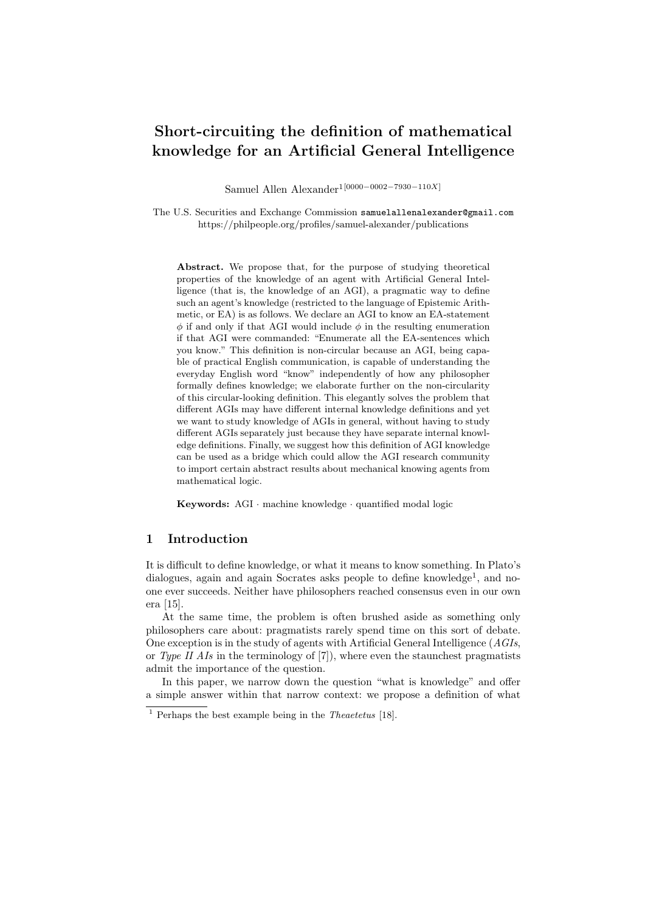# Short-circuiting the definition of mathematical knowledge for an Artificial General Intelligence

Samuel Allen Alexander[1[0000−0002−7930−110X]]

The U.S. Securities and Exchange Commission samuelallenalexander@gmail.com
https://philpeople.org/profiles/samuel-alexander/publications

**Abstract.** We propose that, for the purpose of studying theoretical properties of the knowledge of an agent with Artificial General Intelligence (that is, the knowledge of an AGI), a pragmatic way to define such an agent's knowledge (restricted to the language of Epistemic Arithmetic, or EA) is as follows. We declare an AGI to know an EA-statement $\phi$ if and only if that AGI would include $\phi$ in the resulting enumeration if that AGI were commanded: "Enumerate all the EA-sentences which you know." This definition is non-circular because an AGI, being capable of practical English communication, is capable of understanding the everyday English word "know" independently of how any philosopher formally defines knowledge; we elaborate further on the non-circularity of this circular-looking definition. This elegantly solves the problem that different AGIs may have different internal knowledge definitions and yet we want to study knowledge of AGIs in general, without having to study different AGIs separately just because they have separate internal knowledge definitions. Finally, we suggest how this definition of AGI knowledge can be used as a bridge which could allow the AGI research community to import certain abstract results about mechanical knowing agents from mathematical logic.

**Keywords:** AGI · machine knowledge · quantified modal logic

## 1 Introduction

It is difficult to define knowledge, or what it means to know something. In Plato's dialogues, again and again Socrates asks people to define knowledge[1], and no-one ever succeeds. Neither have philosophers reached consensus even in our own era [15].

At the same time, the problem is often brushed aside as something only philosophers care about: pragmatists rarely spend time on this sort of debate. One exception is in the study of agents with Artificial General Intelligence (*AGIs*, or *Type II AIs* in the terminology of [7]), where even the staunchest pragmatists admit the importance of the question.

In this paper, we narrow down the question "what is knowledge" and offer a simple answer within that narrow context: we propose a definition of what

[1] Perhaps the best example being in the *Theaetetus* [18].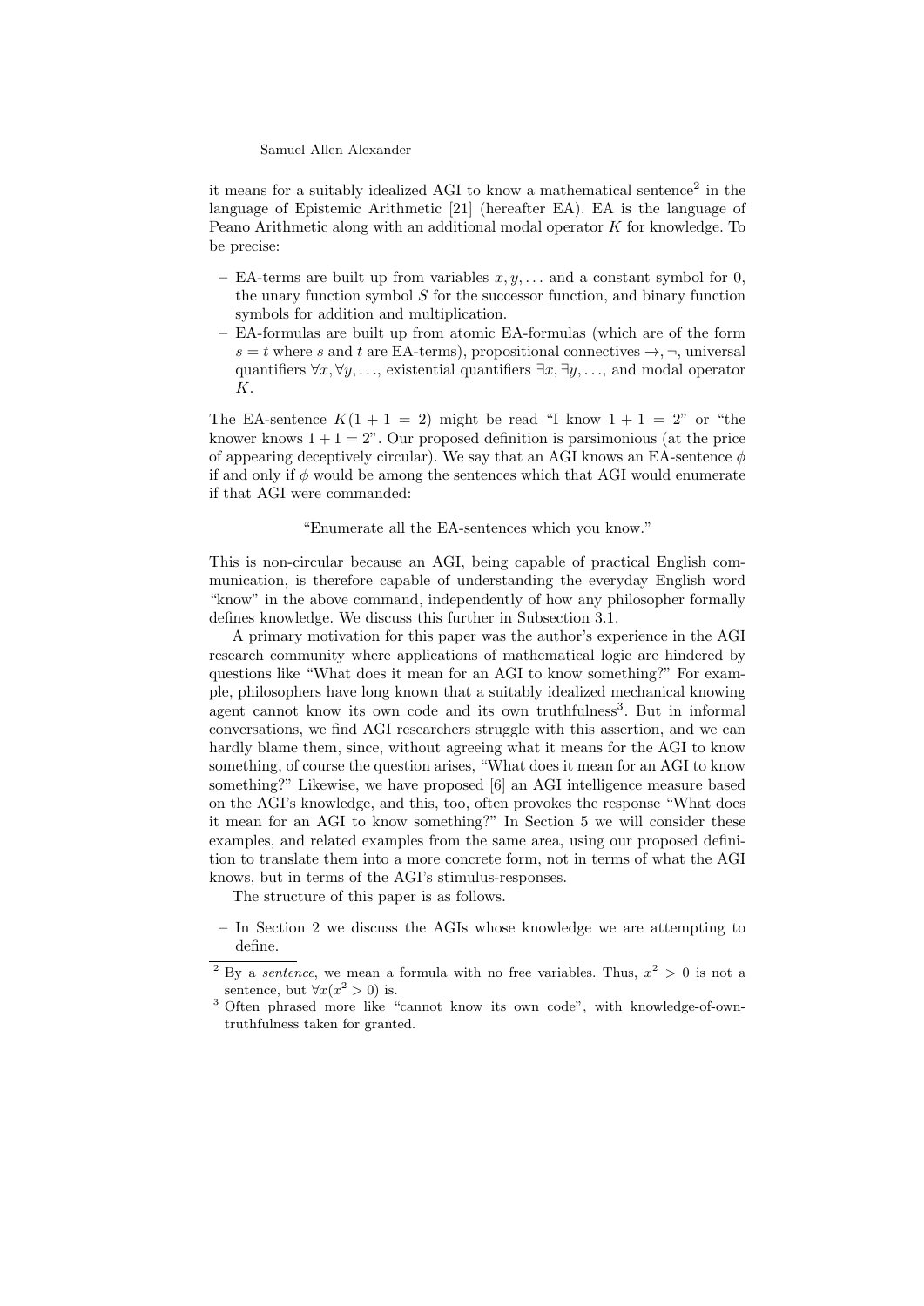it means for a suitably idealized AGI to know a mathematical sentence[2] in the language of Epistemic Arithmetic [21] (hereafter EA). EA is the language of Peano Arithmetic along with an additional modal operator $K$ for knowledge. To be precise:

- EA-terms are built up from variables $x, y, \ldots$ and a constant symbol for 0, the unary function symbol $S$ for the successor function, and binary function symbols for addition and multiplication.
- EA-formulas are built up from atomic EA-formulas (which are of the form $s = t$ where $s$ and $t$ are EA-terms), propositional connectives $\rightarrow, \neg$, universal quantifiers $\forall x, \forall y, \ldots$, existential quantifiers $\exists x, \exists y, \ldots$, and modal operator $K$.

The EA-sentence $K(1 + 1 = 2)$ might be read "I know $1 + 1 = 2$" or "the knower knows $1 + 1 = 2$". Our proposed definition is parsimonious (at the price of appearing deceptively circular). We say that an AGI knows an EA-sentence $\phi$ if and only if $\phi$ would be among the sentences which that AGI would enumerate if that AGI were commanded:

"Enumerate all the EA-sentences which you know."

This is non-circular because an AGI, being capable of practical English communication, is therefore capable of understanding the everyday English word "know" in the above command, independently of how any philosopher formally defines knowledge. We discuss this further in Subsection 3.1.

A primary motivation for this paper was the author's experience in the AGI research community where applications of mathematical logic are hindered by questions like "What does it mean for an AGI to know something?" For example, philosophers have long known that a suitably idealized mechanical knowing agent cannot know its own code and its own truthfulness[3]. But in informal conversations, we find AGI researchers struggle with this assertion, and we can hardly blame them, since, without agreeing what it means for the AGI to know something, of course the question arises, "What does it mean for an AGI to know something?" Likewise, we have proposed [6] an AGI intelligence measure based on the AGI's knowledge, and this, too, often provokes the response "What does it mean for an AGI to know something?" In Section 5 we will consider these examples, and related examples from the same area, using our proposed definition to translate them into a more concrete form, not in terms of what the AGI knows, but in terms of the AGI's stimulus-responses.

The structure of this paper is as follows.

- In Section 2 we discuss the AGIs whose knowledge we are attempting to define.

---

[2] By a *sentence*, we mean a formula with no free variables. Thus, $x^2 > 0$ is not a sentence, but $\forall x(x^2 > 0)$ is.

[3] Often phrased more like "cannot know its own code", with knowledge-of-own-truthfulness taken for granted.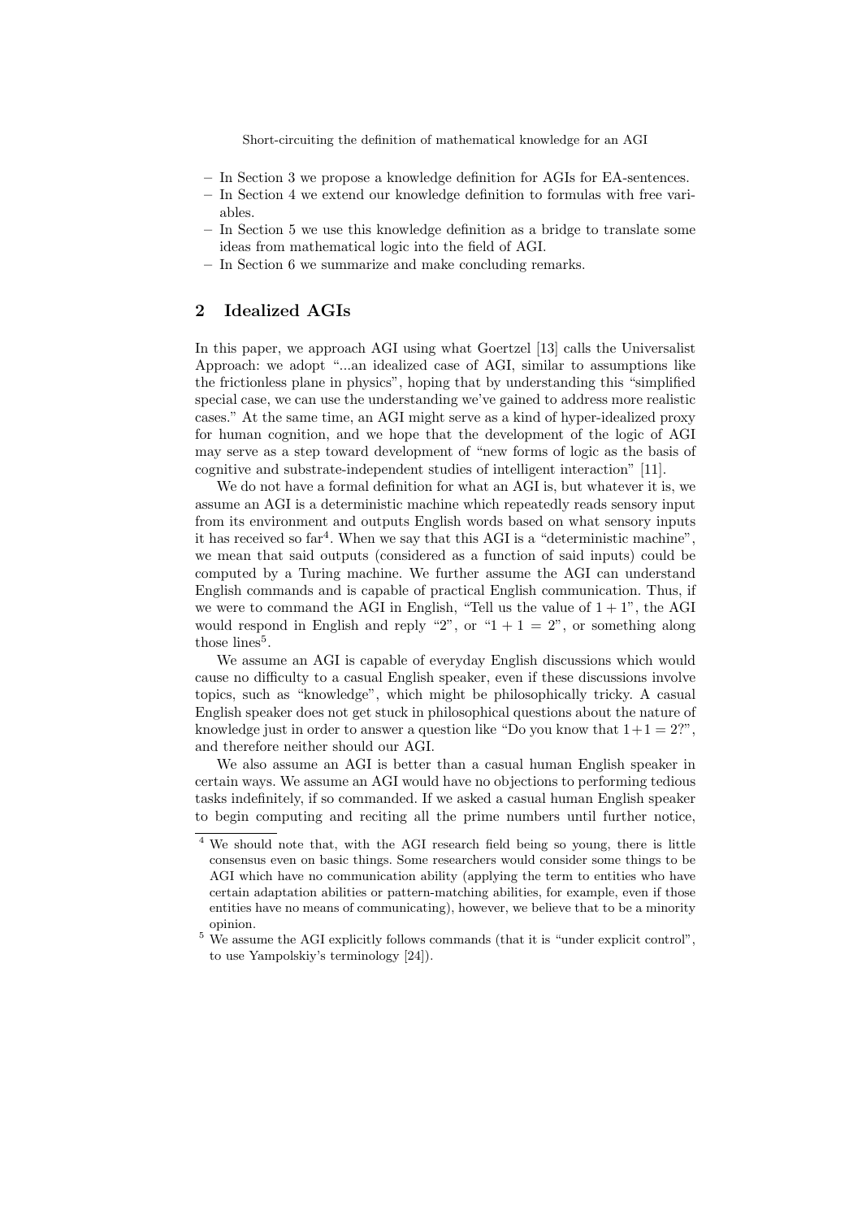– In Section 3 we propose a knowledge definition for AGIs for EA-sentences.
– In Section 4 we extend our knowledge definition to formulas with free variables.
– In Section 5 we use this knowledge definition as a bridge to translate some ideas from mathematical logic into the field of AGI.
– In Section 6 we summarize and make concluding remarks.

## 2 Idealized AGIs

In this paper, we approach AGI using what Goertzel [13] calls the Universalist Approach: we adopt "...an idealized case of AGI, similar to assumptions like the frictionless plane in physics", hoping that by understanding this "simplified special case, we can use the understanding we've gained to address more realistic cases." At the same time, an AGI might serve as a kind of hyper-idealized proxy for human cognition, and we hope that the development of the logic of AGI may serve as a step toward development of "new forms of logic as the basis of cognitive and substrate-independent studies of intelligent interaction" [11].

We do not have a formal definition for what an AGI is, but whatever it is, we assume an AGI is a deterministic machine which repeatedly reads sensory input from its environment and outputs English words based on what sensory inputs it has received so far[4]. When we say that this AGI is a "deterministic machine", we mean that said outputs (considered as a function of said inputs) could be computed by a Turing machine. We further assume the AGI can understand English commands and is capable of practical English communication. Thus, if we were to command the AGI in English, "Tell us the value of $1+1$", the AGI would respond in English and reply "2", or "$1+1=2$", or something along those lines[5].

We assume an AGI is capable of everyday English discussions which would cause no difficulty to a casual English speaker, even if these discussions involve topics, such as "knowledge", which might be philosophically tricky. A casual English speaker does not get stuck in philosophical questions about the nature of knowledge just in order to answer a question like "Do you know that $1+1=2$?", and therefore neither should our AGI.

We also assume an AGI is better than a casual human English speaker in certain ways. We assume an AGI would have no objections to performing tedious tasks indefinitely, if so commanded. If we asked a casual human English speaker to begin computing and reciting all the prime numbers until further notice,

[4] We should note that, with the AGI research field being so young, there is little consensus even on basic things. Some researchers would consider some things to be AGI which have no communication ability (applying the term to entities who have certain adaptation abilities or pattern-matching abilities, for example, even if those entities have no means of communicating), however, we believe that to be a minority opinion.

[5] We assume the AGI explicitly follows commands (that it is "under explicit control", to use Yampolskiy's terminology [24]).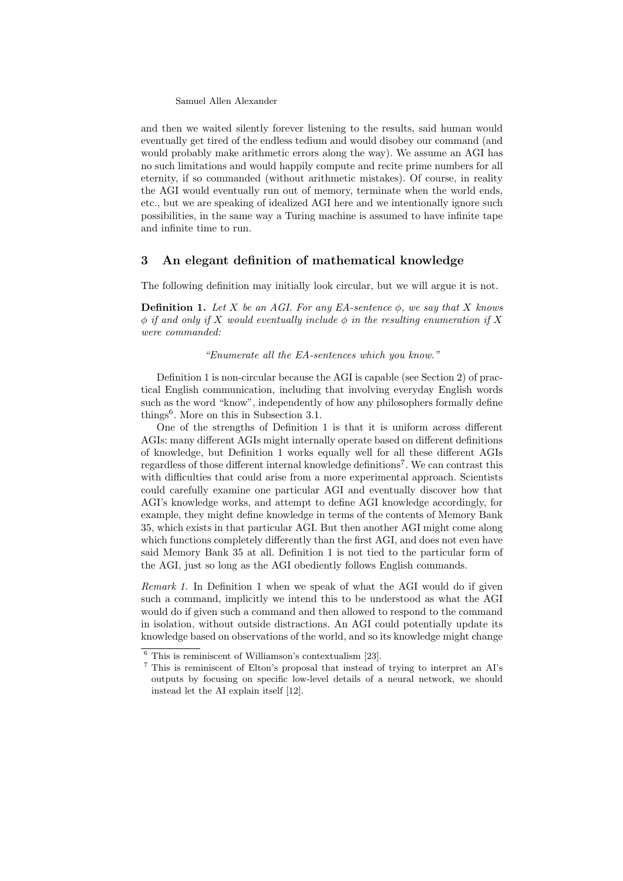and then we waited silently forever listening to the results, said human would eventually get tired of the endless tedium and would disobey our command (and would probably make arithmetic errors along the way). We assume an AGI has no such limitations and would happily compute and recite prime numbers for all eternity, if so commanded (without arithmetic mistakes). Of course, in reality the AGI would eventually run out of memory, terminate when the world ends, etc., but we are speaking of idealized AGI here and we intentionally ignore such possibilities, in the same way a Turing machine is assumed to have infinite tape and infinite time to run.

## 3 An elegant definition of mathematical knowledge

The following definition may initially look circular, but we will argue it is not.

**Definition 1.** *Let $X$ be an AGI. For any EA-sentence $\phi$, we say that $X$ knows $\phi$ if and only if $X$ would eventually include $\phi$ in the resulting enumeration if $X$ were commanded:*

*"Enumerate all the EA-sentences which you know."*

Definition 1 is non-circular because the AGI is capable (see Section 2) of practical English communication, including that involving everyday English words such as the word "know", independently of how any philosophers formally define things[6]. More on this in Subsection 3.1.

One of the strengths of Definition 1 is that it is uniform across different AGIs: many different AGIs might internally operate based on different definitions of knowledge, but Definition 1 works equally well for all these different AGIs regardless of those different internal knowledge definitions[7]. We can contrast this with difficulties that could arise from a more experimental approach. Scientists could carefully examine one particular AGI and eventually discover how that AGI's knowledge works, and attempt to define AGI knowledge accordingly, for example, they might define knowledge in terms of the contents of Memory Bank 35, which exists in that particular AGI. But then another AGI might come along which functions completely differently than the first AGI, and does not even have said Memory Bank 35 at all. Definition 1 is not tied to the particular form of the AGI, just so long as the AGI obediently follows English commands.

*Remark 1.* In Definition 1 when we speak of what the AGI would do if given such a command, implicitly we intend this to be understood as what the AGI would do if given such a command and then allowed to respond to the command in isolation, without outside distractions. An AGI could potentially update its knowledge based on observations of the world, and so its knowledge might change

---

[6] This is reminiscent of Williamson's contextualism [23].

[7] This is reminiscent of Elton's proposal that instead of trying to interpret an AI's outputs by focusing on specific low-level details of a neural network, we should instead let the AI explain itself [12].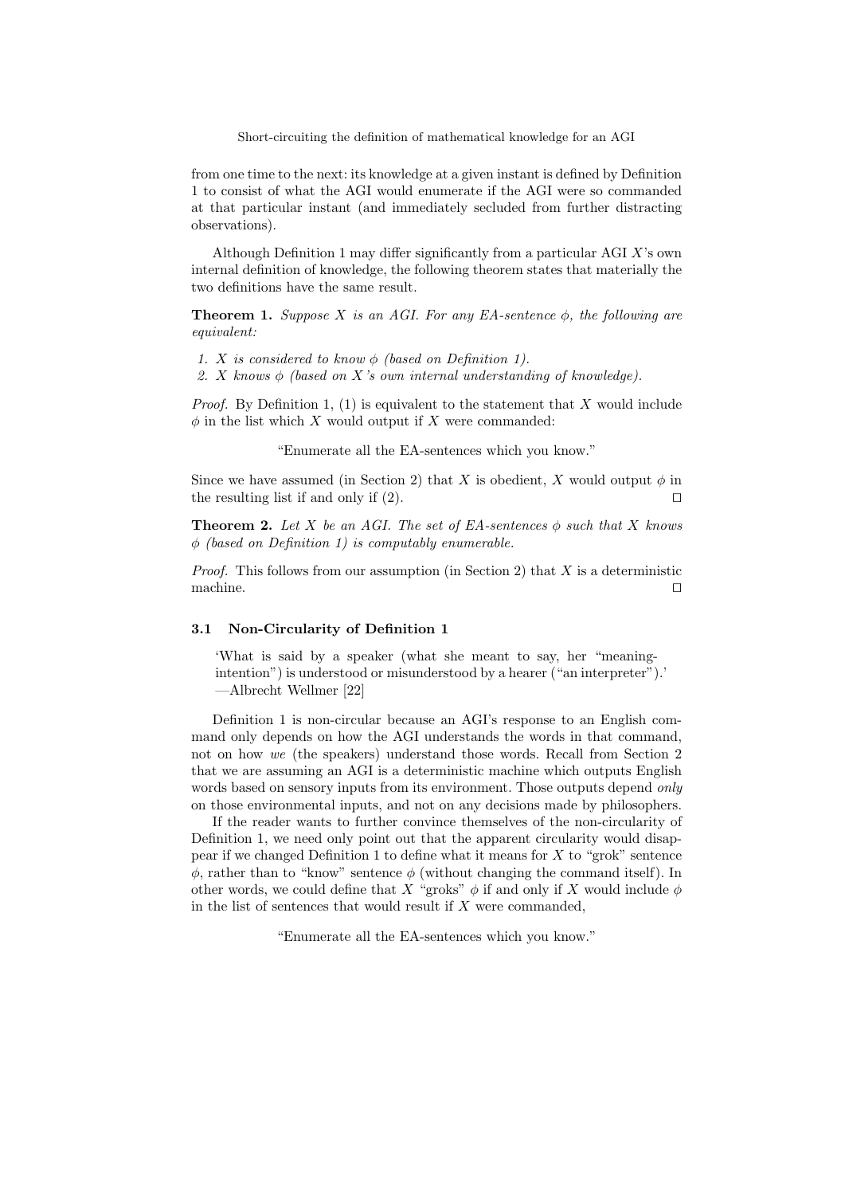from one time to the next: its knowledge at a given instant is defined by Definition 1 to consist of what the AGI would enumerate if the AGI were so commanded at that particular instant (and immediately secluded from further distracting observations).

Although Definition 1 may differ significantly from a particular AGI $X$'s own internal definition of knowledge, the following theorem states that materially the two definitions have the same result.

**Theorem 1.** *Suppose $X$ is an AGI. For any EA-sentence $\phi$, the following are equivalent:*

1. *$X$ is considered to know $\phi$ (based on Definition 1).*
2. *$X$ knows $\phi$ (based on $X$'s own internal understanding of knowledge).*

*Proof.* By Definition 1, (1) is equivalent to the statement that $X$ would include $\phi$ in the list which $X$ would output if $X$ were commanded:

"Enumerate all the EA-sentences which you know."

Since we have assumed (in Section 2) that $X$ is obedient, $X$ would output $\phi$ in the resulting list if and only if (2). ◻

**Theorem 2.** *Let $X$ be an AGI. The set of EA-sentences $\phi$ such that $X$ knows $\phi$ (based on Definition 1) is computably enumerable.*

*Proof.* This follows from our assumption (in Section 2) that $X$ is a deterministic machine. ◻

### 3.1 Non-Circularity of Definition 1

> 'What is said by a speaker (what she meant to say, her "meaning-intention") is understood or misunderstood by a hearer ("an interpreter").'
> —Albrecht Wellmer [22]

Definition 1 is non-circular because an AGI's response to an English command only depends on how the AGI understands the words in that command, not on how *we* (the speakers) understand those words. Recall from Section 2 that we are assuming an AGI is a deterministic machine which outputs English words based on sensory inputs from its environment. Those outputs depend *only* on those environmental inputs, and not on any decisions made by philosophers.

If the reader wants to further convince themselves of the non-circularity of Definition 1, we need only point out that the apparent circularity would disappear if we changed Definition 1 to define what it means for $X$ to "grok" sentence $\phi$, rather than to "know" sentence $\phi$ (without changing the command itself). In other words, we could define that $X$ "groks" $\phi$ if and only if $X$ would include $\phi$ in the list of sentences that would result if $X$ were commanded,

"Enumerate all the EA-sentences which you know."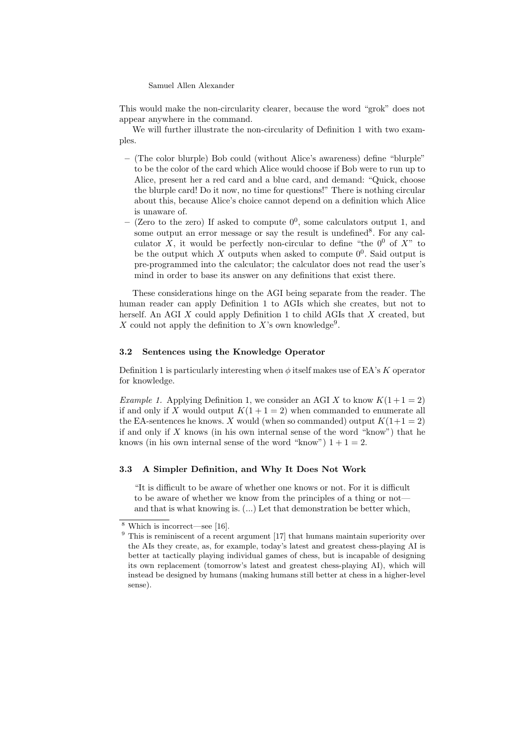This would make the non-circularity clearer, because the word "grok" does not appear anywhere in the command.

We will further illustrate the non-circularity of Definition 1 with two examples.

- (The color blurple) Bob could (without Alice's awareness) define "blurple" to be the color of the card which Alice would choose if Bob were to run up to Alice, present her a red card and a blue card, and demand: "Quick, choose the blurple card! Do it now, no time for questions!" There is nothing circular about this, because Alice's choice cannot depend on a definition which Alice is unaware of.
- (Zero to the zero) If asked to compute $0^0$, some calculators output 1, and some output an error message or say the result is undefined[8]. For any calculator $X$, it would be perfectly non-circular to define "the $0^0$ of $X$" to be the output which $X$ outputs when asked to compute $0^0$. Said output is pre-programmed into the calculator; the calculator does not read the user's mind in order to base its answer on any definitions that exist there.

These considerations hinge on the AGI being separate from the reader. The human reader can apply Definition 1 to AGIs which she creates, but not to herself. An AGI $X$ could apply Definition 1 to child AGIs that $X$ created, but $X$ could not apply the definition to $X$'s own knowledge[9].

### 3.2 Sentences using the Knowledge Operator

Definition 1 is particularly interesting when $\phi$ itself makes use of EA's $K$ operator for knowledge.

*Example 1.* Applying Definition 1, we consider an AGI $X$ to know $K(1+1=2)$ if and only if $X$ would output $K(1+1=2)$ when commanded to enumerate all the EA-sentences he knows. $X$ would (when so commanded) output $K(1+1=2)$ if and only if $X$ knows (in his own internal sense of the word "know") that he knows (in his own internal sense of the word "know") $1+1=2$.

### 3.3 A Simpler Definition, and Why It Does Not Work

> "It is difficult to be aware of whether one knows or not. For it is difficult to be aware of whether we know from the principles of a thing or not—and that is what knowing is. (...) Let that demonstration be better which,

[8] Which is incorrect—see [16].

[9] This is reminiscent of a recent argument [17] that humans maintain superiority over the AIs they create, as, for example, today's latest and greatest chess-playing AI is better at tactically playing individual games of chess, but is incapable of designing its own replacement (tomorrow's latest and greatest chess-playing AI), which will instead be designed by humans (making humans still better at chess in a higher-level sense).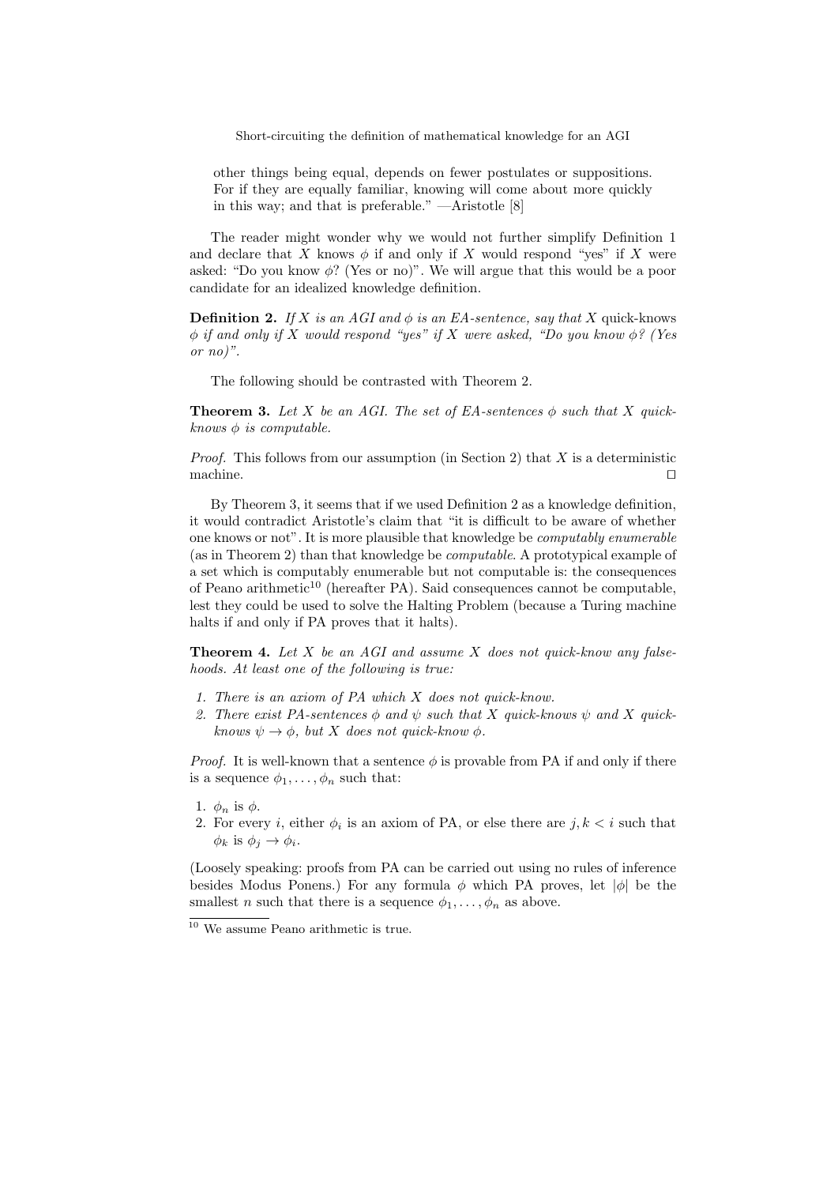other things being equal, depends on fewer postulates or suppositions. For if they are equally familiar, knowing will come about more quickly in this way; and that is preferable." —Aristotle [8]

The reader might wonder why we would not further simplify Definition 1 and declare that $X$ knows $\phi$ if and only if $X$ would respond "yes" if $X$ were asked: "Do you know $\phi$? (Yes or no)". We will argue that this would be a poor candidate for an idealized knowledge definition.

**Definition 2.** *If $X$ is an AGI and $\phi$ is an EA-sentence, say that $X$* quick-knows *$\phi$ if and only if $X$ would respond "yes" if $X$ were asked, "Do you know $\phi$? (Yes or no)".*

The following should be contrasted with Theorem 2.

**Theorem 3.** *Let $X$ be an AGI. The set of EA-sentences $\phi$ such that $X$ quick-knows $\phi$ is computable.*

*Proof.* This follows from our assumption (in Section 2) that $X$ is a deterministic machine. ☐

By Theorem 3, it seems that if we used Definition 2 as a knowledge definition, it would contradict Aristotle's claim that "it is difficult to be aware of whether one knows or not". It is more plausible that knowledge be *computably enumerable* (as in Theorem 2) than that knowledge be *computable*. A prototypical example of a set which is computably enumerable but not computable is: the consequences of Peano arithmetic[10] (hereafter PA). Said consequences cannot be computable, lest they could be used to solve the Halting Problem (because a Turing machine halts if and only if PA proves that it halts).

**Theorem 4.** *Let $X$ be an AGI and assume $X$ does not quick-know any falsehoods. At least one of the following is true:*

1. *There is an axiom of PA which $X$ does not quick-know.*
2. *There exist PA-sentences $\phi$ and $\psi$ such that $X$ quick-knows $\psi$ and $X$ quick-knows $\psi \rightarrow \phi$, but $X$ does not quick-know $\phi$.*

*Proof.* It is well-known that a sentence $\phi$ is provable from PA if and only if there is a sequence $\phi_1, \ldots, \phi_n$ such that:

1. $\phi_n$ is $\phi$.
2. For every $i$, either $\phi_i$ is an axiom of PA, or else there are $j, k < i$ such that $\phi_k$ is $\phi_j \rightarrow \phi_i$.

(Loosely speaking: proofs from PA can be carried out using no rules of inference besides Modus Ponens.) For any formula $\phi$ which PA proves, let $|\phi|$ be the smallest $n$ such that there is a sequence $\phi_1, \ldots, \phi_n$ as above.

[10] We assume Peano arithmetic is true.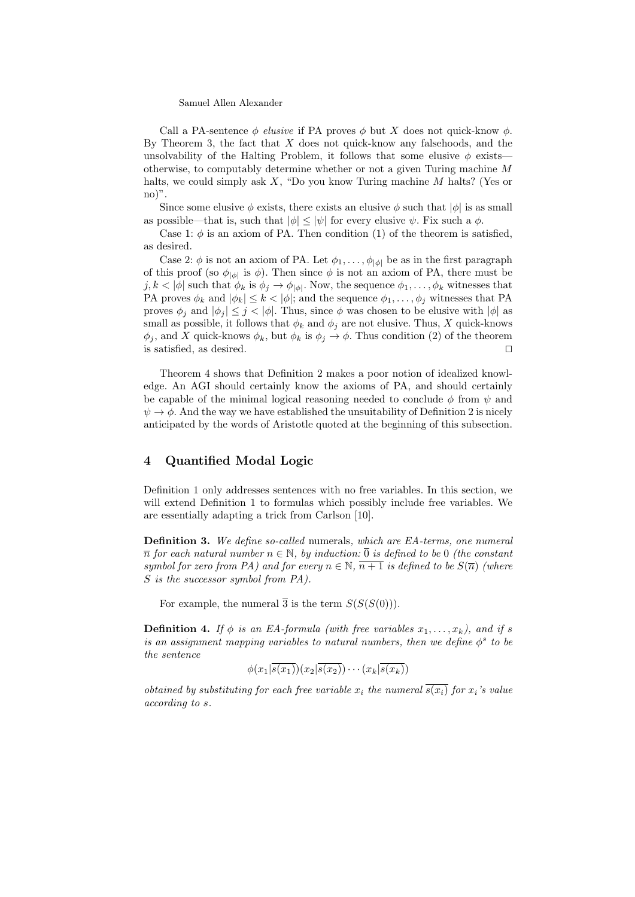Call a PA-sentence $\phi$ *elusive* if PA proves $\phi$ but $X$ does not quick-know $\phi$. By Theorem 3, the fact that $X$ does not quick-know any falsehoods, and the unsolvability of the Halting Problem, it follows that some elusive $\phi$ exists—otherwise, to computably determine whether or not a given Turing machine $M$ halts, we could simply ask $X$, "Do you know Turing machine $M$ halts? (Yes or no)".

Since some elusive $\phi$ exists, there exists an elusive $\phi$ such that $|\phi|$ is as small as possible—that is, such that $|\phi| \leq |\psi|$ for every elusive $\psi$. Fix such a $\phi$.

Case 1: $\phi$ is an axiom of PA. Then condition (1) of the theorem is satisfied, as desired.

Case 2: $\phi$ is not an axiom of PA. Let $\phi_1, \ldots, \phi_{|\phi|}$ be as in the first paragraph of this proof (so $\phi_{|\phi|}$ is $\phi$). Then since $\phi$ is not an axiom of PA, there must be $j, k < |\phi|$ such that $\phi_k$ is $\phi_j \rightarrow \phi_{|\phi|}$. Now, the sequence $\phi_1, \ldots, \phi_k$ witnesses that PA proves $\phi_k$ and $|\phi_k| \leq k < |\phi|$; and the sequence $\phi_1, \ldots, \phi_j$ witnesses that PA proves $\phi_j$ and $|\phi_j| \leq j < |\phi|$. Thus, since $\phi$ was chosen to be elusive with $|\phi|$ as small as possible, it follows that $\phi_k$ and $\phi_j$ are not elusive. Thus, $X$ quick-knows $\phi_j$, and $X$ quick-knows $\phi_k$, but $\phi_k$ is $\phi_j \rightarrow \phi$. Thus condition (2) of the theorem is satisfied, as desired. □

Theorem 4 shows that Definition 2 makes a poor notion of idealized knowledge. An AGI should certainly know the axioms of PA, and should certainly be capable of the minimal logical reasoning needed to conclude $\phi$ from $\psi$ and $\psi \rightarrow \phi$. And the way we have established the unsuitability of Definition 2 is nicely anticipated by the words of Aristotle quoted at the beginning of this subsection.

## 4 Quantified Modal Logic

Definition 1 only addresses sentences with no free variables. In this section, we will extend Definition 1 to formulas which possibly include free variables. We are essentially adapting a trick from Carlson [10].

**Definition 3.** *We define so-called* numerals*, which are EA-terms, one numeral $\overline{n}$ for each natural number $n \in \mathbb{N}$, by induction: $\overline{0}$ is defined to be 0 (the constant symbol for zero from PA) and for every $n \in \mathbb{N}$, $\overline{n+1}$ is defined to be $S(\overline{n})$ (where $S$ is the successor symbol from PA).*

For example, the numeral $\overline{3}$ is the term $S(S(S(0)))$.

**Definition 4.** *If $\phi$ is an EA-formula (with free variables $x_1, \ldots, x_k$), and if $s$ is an assignment mapping variables to natural numbers, then we define $\phi^s$ to be the sentence*

$$\phi(x_1|\overline{s(x_1)})(x_2|\overline{s(x_2)}) \cdots (x_k|\overline{s(x_k)})$$

*obtained by substituting for each free variable $x_i$ the numeral $\overline{s(x_i)}$ for $x_i$'s value according to $s$.*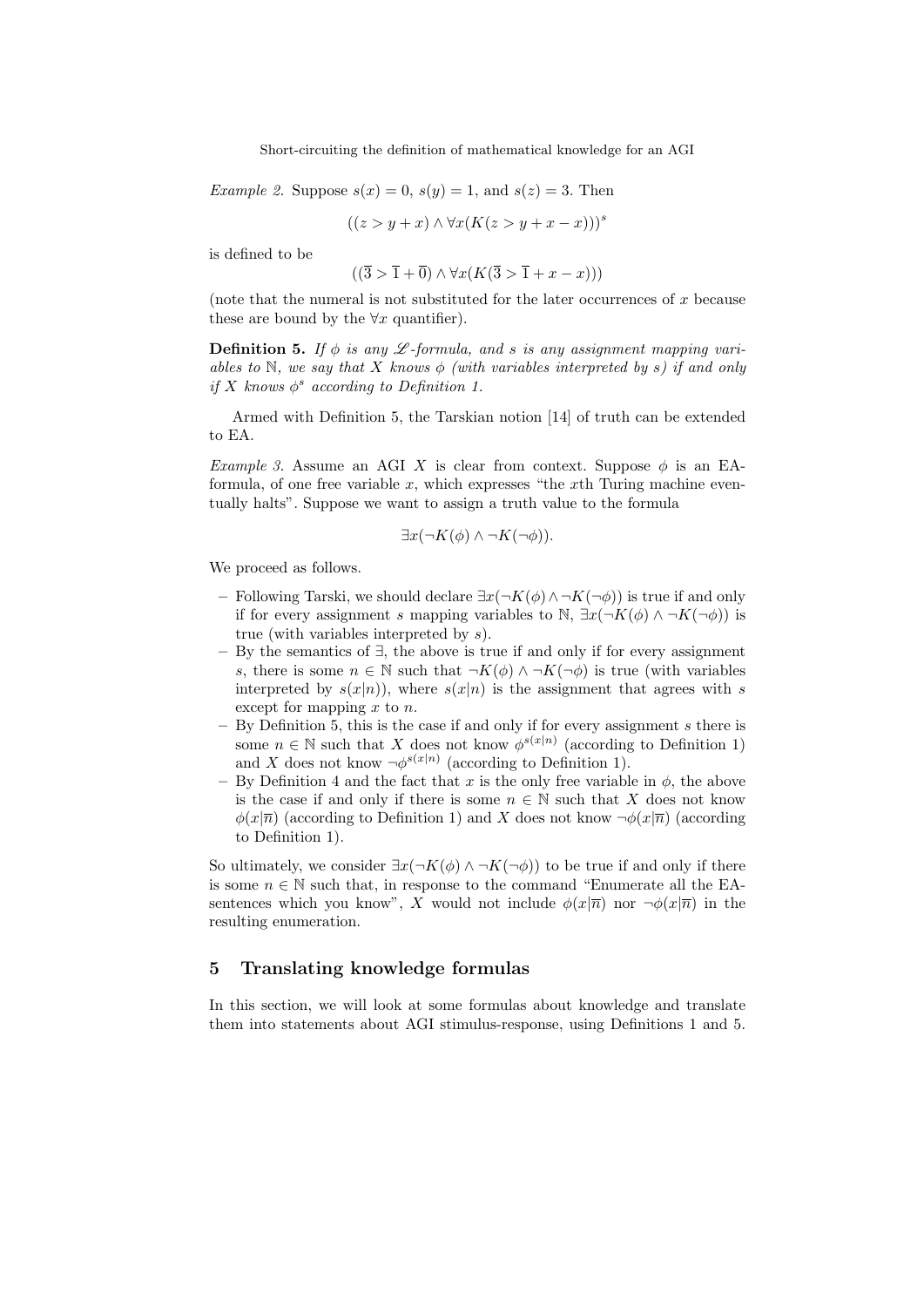*Example 2.* Suppose $s(x) = 0$, $s(y) = 1$, and $s(z) = 3$. Then

$$((z > y + x) \wedge \forall x(K(z > y + x - x)))^s$$

is defined to be

$$((\overline{3} > \overline{1} + \overline{0}) \wedge \forall x(K(\overline{3} > \overline{1} + x - x)))$$

(note that the numeral is not substituted for the later occurrences of $x$ because these are bound by the $\forall x$ quantifier).

**Definition 5.** *If $\phi$ is any $\mathscr{L}$-formula, and $s$ is any assignment mapping variables to $\mathbb{N}$, we say that $X$ knows $\phi$ (with variables interpreted by $s$) if and only if $X$ knows $\phi^s$ according to Definition 1.*

Armed with Definition 5, the Tarskian notion [14] of truth can be extended to EA.

*Example 3.* Assume an AGI $X$ is clear from context. Suppose $\phi$ is an EA-formula, of one free variable $x$, which expresses "the $x$th Turing machine eventually halts". Suppose we want to assign a truth value to the formula

$$\exists x(\neg K(\phi) \wedge \neg K(\neg \phi)).$$

We proceed as follows.

- Following Tarski, we should declare $\exists x(\neg K(\phi) \wedge \neg K(\neg \phi))$ is true if and only if for every assignment $s$ mapping variables to $\mathbb{N}$, $\exists x(\neg K(\phi) \wedge \neg K(\neg \phi))$ is true (with variables interpreted by $s$).
- By the semantics of $\exists$, the above is true if and only if for every assignment $s$, there is some $n \in \mathbb{N}$ such that $\neg K(\phi) \wedge \neg K(\neg \phi)$ is true (with variables interpreted by $s(x|n)$), where $s(x|n)$ is the assignment that agrees with $s$ except for mapping $x$ to $n$.
- By Definition 5, this is the case if and only if for every assignment $s$ there is some $n \in \mathbb{N}$ such that $X$ does not know $\phi^{s(x|n)}$ (according to Definition 1) and $X$ does not know $\neg \phi^{s(x|n)}$ (according to Definition 1).
- By Definition 4 and the fact that $x$ is the only free variable in $\phi$, the above is the case if and only if there is some $n \in \mathbb{N}$ such that $X$ does not know $\phi(x|\overline{n})$ (according to Definition 1) and $X$ does not know $\neg \phi(x|\overline{n})$ (according to Definition 1).

So ultimately, we consider $\exists x(\neg K(\phi) \wedge \neg K(\neg \phi))$ to be true if and only if there is some $n \in \mathbb{N}$ such that, in response to the command "Enumerate all the EA-sentences which you know", $X$ would not include $\phi(x|\overline{n})$ nor $\neg \phi(x|\overline{n})$ in the resulting enumeration.

## 5 Translating knowledge formulas

In this section, we will look at some formulas about knowledge and translate them into statements about AGI stimulus-response, using Definitions 1 and 5.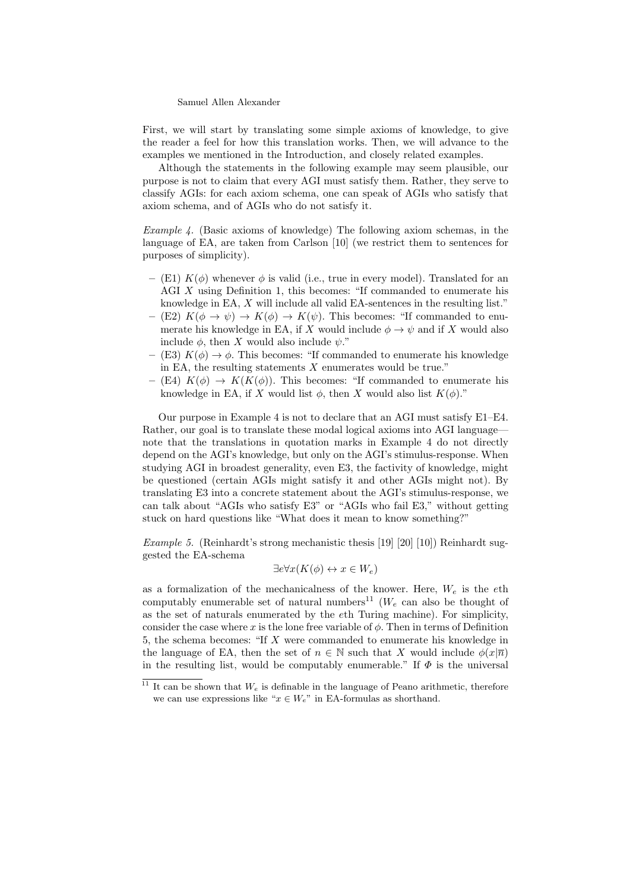First, we will start by translating some simple axioms of knowledge, to give the reader a feel for how this translation works. Then, we will advance to the examples we mentioned in the Introduction, and closely related examples.

Although the statements in the following example may seem plausible, our purpose is not to claim that every AGI must satisfy them. Rather, they serve to classify AGIs: for each axiom schema, one can speak of AGIs who satisfy that axiom schema, and of AGIs who do not satisfy it.

*Example 4.* (Basic axioms of knowledge) The following axiom schemas, in the language of EA, are taken from Carlson [10] (we restrict them to sentences for purposes of simplicity).

- (E1) $K(\phi)$ whenever $\phi$ is valid (i.e., true in every model). Translated for an AGI $X$ using Definition 1, this becomes: "If commanded to enumerate his knowledge in EA, $X$ will include all valid EA-sentences in the resulting list."
- (E2) $K(\phi \rightarrow \psi) \rightarrow K(\phi) \rightarrow K(\psi)$. This becomes: "If commanded to enumerate his knowledge in EA, if $X$ would include $\phi \rightarrow \psi$ and if $X$ would also include $\phi$, then $X$ would also include $\psi$."
- (E3) $K(\phi) \rightarrow \phi$. This becomes: "If commanded to enumerate his knowledge in EA, the resulting statements $X$ enumerates would be true."
- (E4) $K(\phi) \rightarrow K(K(\phi))$. This becomes: "If commanded to enumerate his knowledge in EA, if $X$ would list $\phi$, then $X$ would also list $K(\phi)$."

Our purpose in Example 4 is not to declare that an AGI must satisfy E1–E4. Rather, our goal is to translate these modal logical axioms into AGI language—note that the translations in quotation marks in Example 4 do not directly depend on the AGI's knowledge, but only on the AGI's stimulus-response. When studying AGI in broadest generality, even E3, the factivity of knowledge, might be questioned (certain AGIs might satisfy it and other AGIs might not). By translating E3 into a concrete statement about the AGI's stimulus-response, we can talk about "AGIs who satisfy E3" or "AGIs who fail E3," without getting stuck on hard questions like "What does it mean to know something?"

*Example 5.* (Reinhardt's strong mechanistic thesis [19] [20] [10]) Reinhardt suggested the EA-schema

$$\exists e \forall x (K(\phi) \leftrightarrow x \in W_e)$$

as a formalization of the mechanicalness of the knower. Here, $W_e$ is the $e$th computably enumerable set of natural numbers[11] ($W_e$ can also be thought of as the set of naturals enumerated by the $e$th Turing machine). For simplicity, consider the case where $x$ is the lone free variable of $\phi$. Then in terms of Definition 5, the schema becomes: "If $X$ were commanded to enumerate his knowledge in the language of EA, then the set of $n \in \mathbb{N}$ such that $X$ would include $\phi(x|\overline{n})$ in the resulting list, would be computably enumerable." If $\Phi$ is the universal

[11] It can be shown that $W_e$ is definable in the language of Peano arithmetic, therefore we can use expressions like "$x \in W_e$" in EA-formulas as shorthand.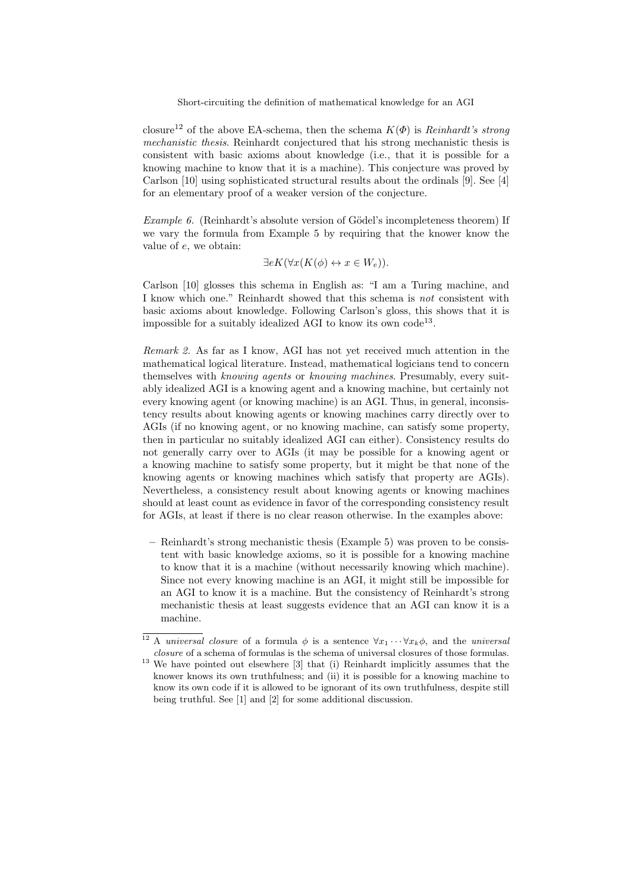closure[12] of the above EA-schema, then the schema $K(\Phi)$ is *Reinhardt's strong mechanistic thesis*. Reinhardt conjectured that his strong mechanistic thesis is consistent with basic axioms about knowledge (i.e., that it is possible for a knowing machine to know that it is a machine). This conjecture was proved by Carlson [10] using sophisticated structural results about the ordinals [9]. See [4] for an elementary proof of a weaker version of the conjecture.

*Example 6.* (Reinhardt's absolute version of Gödel's incompleteness theorem) If we vary the formula from Example 5 by requiring that the knower know the value of $e$, we obtain:

$$\exists e K(\forall x(K(\phi) \leftrightarrow x \in W_e)).$$

Carlson [10] glosses this schema in English as: "I am a Turing machine, and I know which one." Reinhardt showed that this schema is *not* consistent with basic axioms about knowledge. Following Carlson's gloss, this shows that it is impossible for a suitably idealized AGI to know its own code[13].

*Remark 2.* As far as I know, AGI has not yet received much attention in the mathematical logical literature. Instead, mathematical logicians tend to concern themselves with *knowing agents* or *knowing machines*. Presumably, every suitably idealized AGI is a knowing agent and a knowing machine, but certainly not every knowing agent (or knowing machine) is an AGI. Thus, in general, inconsistency results about knowing agents or knowing machines carry directly over to AGIs (if no knowing agent, or no knowing machine, can satisfy some property, then in particular no suitably idealized AGI can either). Consistency results do not generally carry over to AGIs (it may be possible for a knowing agent or a knowing machine to satisfy some property, but it might be that none of the knowing agents or knowing machines which satisfy that property are AGIs). Nevertheless, a consistency result about knowing agents or knowing machines should at least count as evidence in favor of the corresponding consistency result for AGIs, at least if there is no clear reason otherwise. In the examples above:

- Reinhardt's strong mechanistic thesis (Example 5) was proven to be consistent with basic knowledge axioms, so it is possible for a knowing machine to know that it is a machine (without necessarily knowing which machine). Since not every knowing machine is an AGI, it might still be impossible for an AGI to know it is a machine. But the consistency of Reinhardt's strong mechanistic thesis at least suggests evidence that an AGI can know it is a machine.

---

[12] A *universal closure* of a formula $\phi$ is a sentence $\forall x_1 \cdots \forall x_k \phi$, and the *universal closure* of a schema of formulas is the schema of universal closures of those formulas.

[13] We have pointed out elsewhere [3] that (i) Reinhardt implicitly assumes that the knower knows its own truthfulness; and (ii) it is possible for a knowing machine to know its own code if it is allowed to be ignorant of its own truthfulness, despite still being truthful. See [1] and [2] for some additional discussion.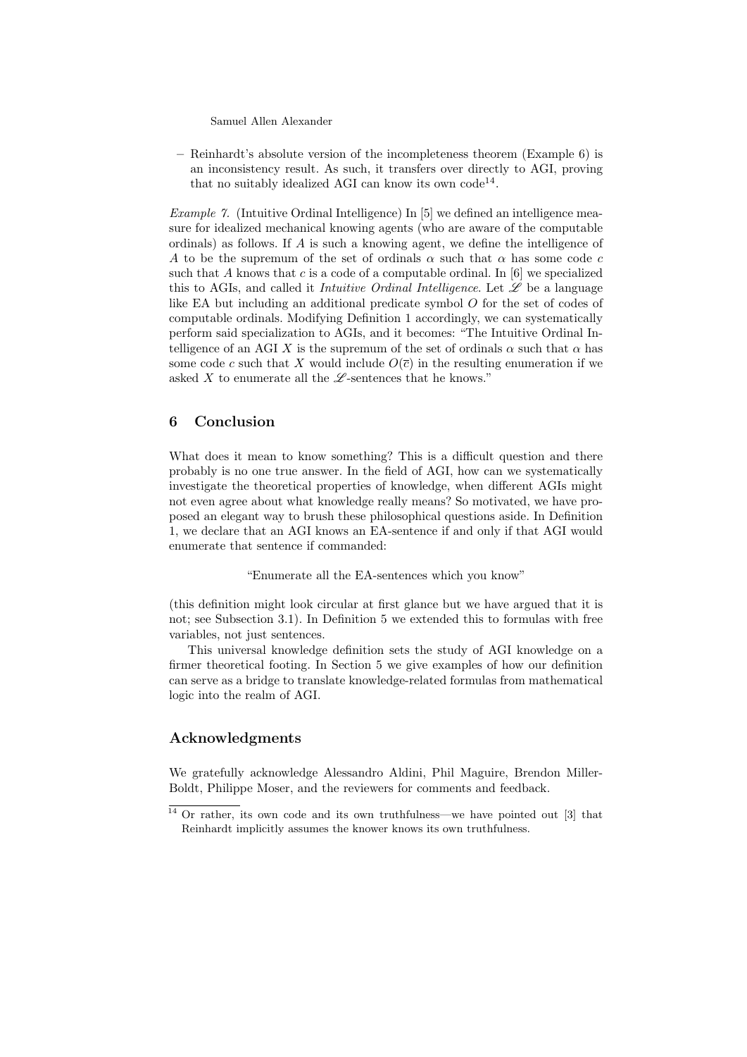– Reinhardt's absolute version of the incompleteness theorem (Example 6) is an inconsistency result. As such, it transfers over directly to AGI, proving that no suitably idealized AGI can know its own code[14].

*Example 7.* (Intuitive Ordinal Intelligence) In [5] we defined an intelligence measure for idealized mechanical knowing agents (who are aware of the computable ordinals) as follows. If $A$ is such a knowing agent, we define the intelligence of $A$ to be the supremum of the set of ordinals $\alpha$ such that $\alpha$ has some code $c$ such that $A$ knows that $c$ is a code of a computable ordinal. In [6] we specialized this to AGIs, and called it *Intuitive Ordinal Intelligence*. Let $\mathscr{L}$ be a language like EA but including an additional predicate symbol $O$ for the set of codes of computable ordinals. Modifying Definition 1 accordingly, we can systematically perform said specialization to AGIs, and it becomes: "The Intuitive Ordinal Intelligence of an AGI $X$ is the supremum of the set of ordinals $\alpha$ such that $\alpha$ has some code $c$ such that $X$ would include $O(\overline{c})$ in the resulting enumeration if we asked $X$ to enumerate all the $\mathscr{L}$-sentences that he knows."

## 6 Conclusion

What does it mean to know something? This is a difficult question and there probably is no one true answer. In the field of AGI, how can we systematically investigate the theoretical properties of knowledge, when different AGIs might not even agree about what knowledge really means? So motivated, we have proposed an elegant way to brush these philosophical questions aside. In Definition 1, we declare that an AGI knows an EA-sentence if and only if that AGI would enumerate that sentence if commanded:

"Enumerate all the EA-sentences which you know"

(this definition might look circular at first glance but we have argued that it is not; see Subsection 3.1). In Definition 5 we extended this to formulas with free variables, not just sentences.

This universal knowledge definition sets the study of AGI knowledge on a firmer theoretical footing. In Section 5 we give examples of how our definition can serve as a bridge to translate knowledge-related formulas from mathematical logic into the realm of AGI.

## Acknowledgments

We gratefully acknowledge Alessandro Aldini, Phil Maguire, Brendon Miller-Boldt, Philippe Moser, and the reviewers for comments and feedback.

[14] Or rather, its own code and its own truthfulness—we have pointed out [3] that Reinhardt implicitly assumes the knower knows its own truthfulness.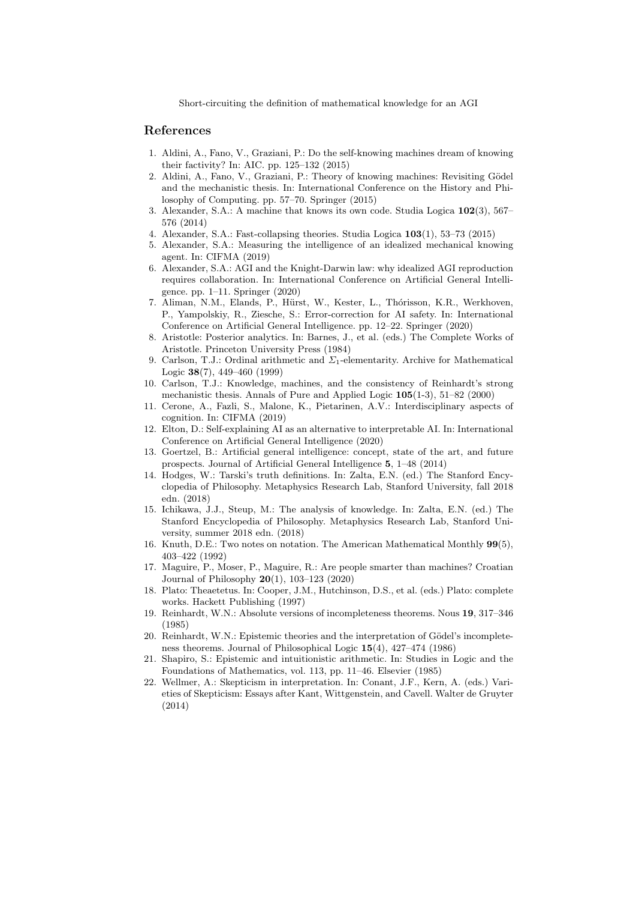## References

1. Aldini, A., Fano, V., Graziani, P.: Do the self-knowing machines dream of knowing their factivity? In: AIC. pp. 125–132 (2015)
2. Aldini, A., Fano, V., Graziani, P.: Theory of knowing machines: Revisiting Gödel and the mechanistic thesis. In: International Conference on the History and Philosophy of Computing. pp. 57–70. Springer (2015)
3. Alexander, S.A.: A machine that knows its own code. Studia Logica **102**(3), 567–576 (2014)
4. Alexander, S.A.: Fast-collapsing theories. Studia Logica **103**(1), 53–73 (2015)
5. Alexander, S.A.: Measuring the intelligence of an idealized mechanical knowing agent. In: CIFMA (2019)
6. Alexander, S.A.: AGI and the Knight-Darwin law: why idealized AGI reproduction requires collaboration. In: International Conference on Artificial General Intelligence. pp. 1–11. Springer (2020)
7. Aliman, N.M., Elands, P., Hürst, W., Kester, L., Thórisson, K.R., Werkhoven, P., Yampolskiy, R., Ziesche, S.: Error-correction for AI safety. In: International Conference on Artificial General Intelligence. pp. 12–22. Springer (2020)
8. Aristotle: Posterior analytics. In: Barnes, J., et al. (eds.) The Complete Works of Aristotle. Princeton University Press (1984)
9. Carlson, T.J.: Ordinal arithmetic and $\Sigma_1$-elementarity. Archive for Mathematical Logic **38**(7), 449–460 (1999)
10. Carlson, T.J.: Knowledge, machines, and the consistency of Reinhardt's strong mechanistic thesis. Annals of Pure and Applied Logic **105**(1-3), 51–82 (2000)
11. Cerone, A., Fazli, S., Malone, K., Pietarinen, A.V.: Interdisciplinary aspects of cognition. In: CIFMA (2019)
12. Elton, D.: Self-explaining AI as an alternative to interpretable AI. In: International Conference on Artificial General Intelligence (2020)
13. Goertzel, B.: Artificial general intelligence: concept, state of the art, and future prospects. Journal of Artificial General Intelligence **5**, 1–48 (2014)
14. Hodges, W.: Tarski's truth definitions. In: Zalta, E.N. (ed.) The Stanford Encyclopedia of Philosophy. Metaphysics Research Lab, Stanford University, fall 2018 edn. (2018)
15. Ichikawa, J.J., Steup, M.: The analysis of knowledge. In: Zalta, E.N. (ed.) The Stanford Encyclopedia of Philosophy. Metaphysics Research Lab, Stanford University, summer 2018 edn. (2018)
16. Knuth, D.E.: Two notes on notation. The American Mathematical Monthly **99**(5), 403–422 (1992)
17. Maguire, P., Moser, P., Maguire, R.: Are people smarter than machines? Croatian Journal of Philosophy **20**(1), 103–123 (2020)
18. Plato: Theaetetus. In: Cooper, J.M., Hutchinson, D.S., et al. (eds.) Plato: complete works. Hackett Publishing (1997)
19. Reinhardt, W.N.: Absolute versions of incompleteness theorems. Nous **19**, 317–346 (1985)
20. Reinhardt, W.N.: Epistemic theories and the interpretation of Gödel's incompleteness theorems. Journal of Philosophical Logic **15**(4), 427–474 (1986)
21. Shapiro, S.: Epistemic and intuitionistic arithmetic. In: Studies in Logic and the Foundations of Mathematics, vol. 113, pp. 11–46. Elsevier (1985)
22. Wellmer, A.: Skepticism in interpretation. In: Conant, J.F., Kern, A. (eds.) Varieties of Skepticism: Essays after Kant, Wittgenstein, and Cavell. Walter de Gruyter (2014)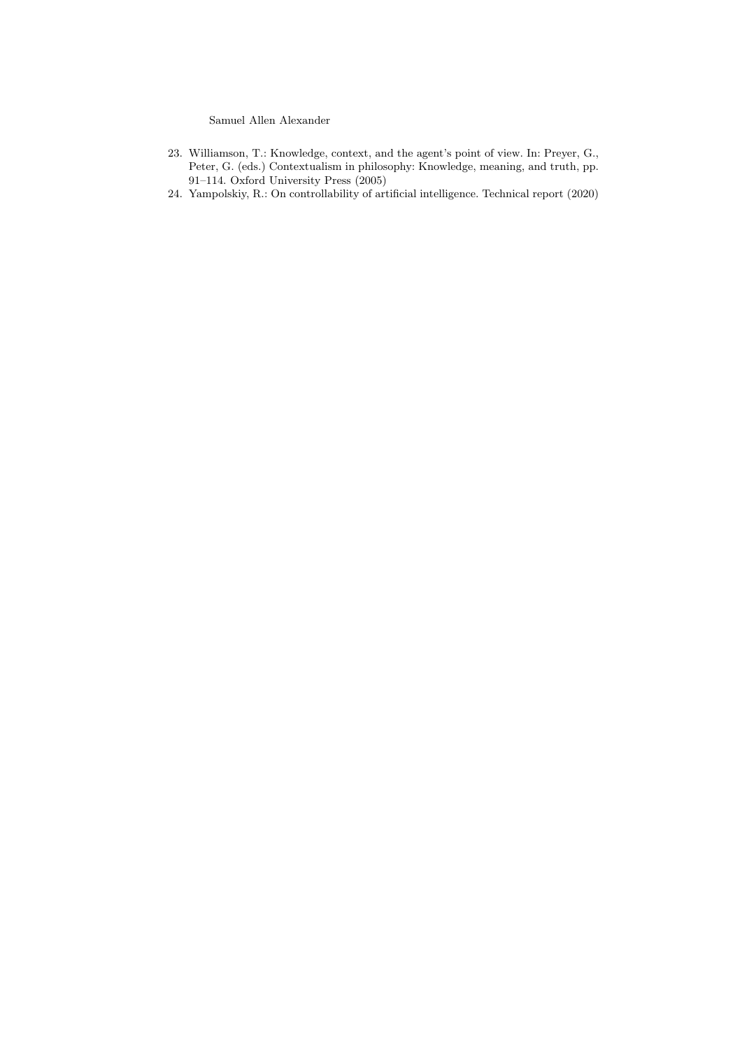23. Williamson, T.: Knowledge, context, and the agent's point of view. In: Preyer, G., Peter, G. (eds.) Contextualism in philosophy: Knowledge, meaning, and truth, pp. 91–114. Oxford University Press (2005)
24. Yampolskiy, R.: On controllability of artificial intelligence. Technical report (2020)